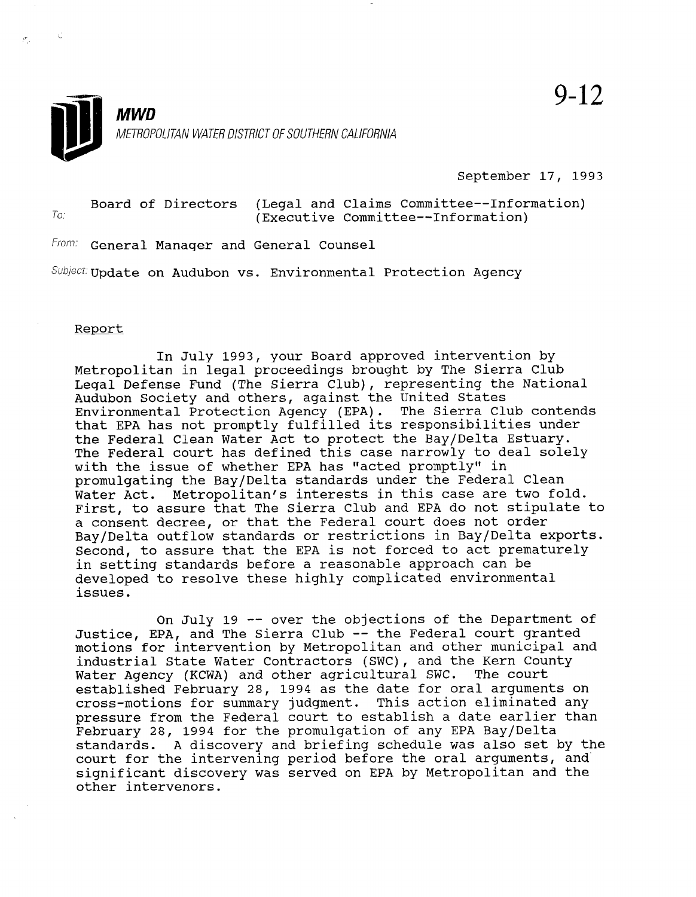**MWD**

*METROPOLITAN WATER DISTRICT OF SOUTHERN CALIFORNIA*

9-12

September 17, 1993

To: Board of Directors (Legal and Claims Committee--Information) (Executive Committee--Information)

From: General Manager and General Counsel

Subject: Update on Audubon vs. Environmental Protection Agency

Report

In July 1993, your Board approved intervention by Metropolitan in legal proceedings brought by The Sierra Club Legal Defense Fund (The Sierra Club), representing the National Audubon Society and others, against the United States Environmental Protection Agency (EPA). The Sierra Club contends that EPA has not promptly fulfilled its responsibilities under the Federal Clean Water Act to protect the Bay/Delta Estuary. The Federal court has defined this case narrowly to deal solely with the issue of whether EPA has "acted promptly" in promulgating the Bay/Delta standards under the Federal Clean Water Act. Metropolitan's interests in this case are two fold. First, to assure that The Sierra Club and EPA do not stipulate to a consent decree, or that the Federal court does not order Bay/Delta outflow standards or restrictions in Bay/Delta exports. Second, to assure that the EPA is not forced to act prematurely in setting standards before a reasonable approach can be developed to resolve these highly complicated environmental issues.

On July 19 -- over the objections of the Department of Justice, EPA, and The Sierra Club -- the Federal court granted motions for intervention by Metropolitan and other municipal and industrial State Water Contractors (SWC), and the Kern County Water Agency (KCWA) and other agricultural SWC. The court established February 28, 1994 as the date for oral arguments on cross-motions for summary judgment. This action eliminated any pressure from the Federal court to establish a date earlier than February 28, 1994 for the promulgation of any EPA Bay/Delta standards. A discovery and briefing schedule was also set by the court for the intervening period before the oral arguments, and significant discovery was served on EPA by Metropolitan and the other intervenors.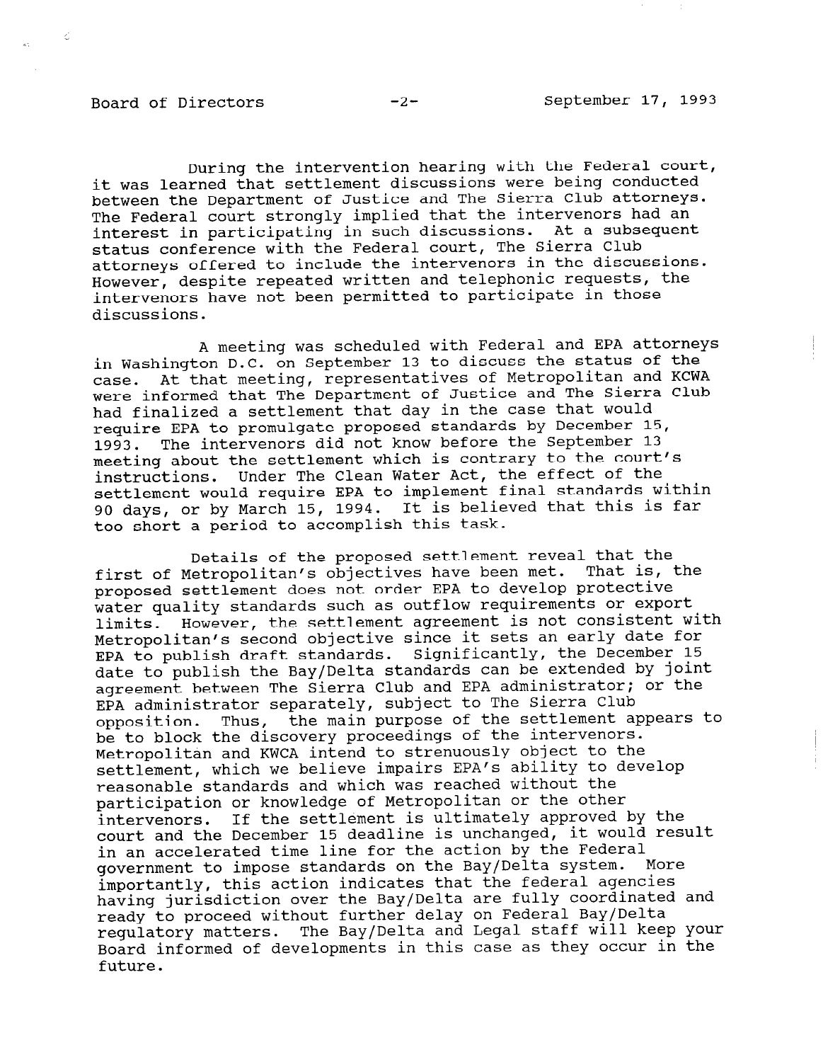During the intervention hearing with the Federal court, it was learned that settlement discussions were being conducted between the Department of Justice and The Sierra Club attorneys. The Federal court strongly implied that the intervenors had an interest in participating in such discussions. At a subsequent status conference with the Federal court, The Sierra Club attorneys offered to include the intervenors in the discussions. However, despite repeated written and telephonic requests, the intervenors have not been permitted to participate in those discussions.

A meeting was scheduled with Federal and EPA attorneys in Washington D.C. on September 13 to discuss the status of the case. At that meeting, representatives of Metropolitan and KCWA were informed that The Department of Justice and The Sierra Club had finalized a settlement that day in the case that would require EPA to promulgate proposed standards by December 15, 1993. The intervenors did not know before the September 13 meeting about the settlement which is contrary to the court's instructions. Under The Clean Water Act, the effect of the settlement would require EPA to implement final standards within 90 days, or by March 15, 1994. It is believed that this is far too short a period to accomplish this task.

Details of the proposed settlement reveal that the first of Metropolitan's objectives have been met. That is, the proposed settlement does not order EPA to develop protective water quality standards such as outflow requirements or export limits. However, the settlement agreement is not consistent with Metropolitan's second objective since it sets an early date for EPA to publish draft standards. Significantly, the December 15 date to publish the Bay/Delta standards can be extended by joint agreement between The Sierra Club and EPA administrator; or the EPA administrator separately, subject to The Sierra Club opposition. Thus, the main purpose of the settlement appears to be to block the discovery proceedings of the intervenors. Metropolitan and KWCA intend to strenuously object to the settlement, which we believe impairs EPA's ability to develop reasonable standards and which was reached without the participation or knowledge of Metropolitan or the other intervenors. If the settlement is ultimately approved by the court and the December 15 deadline is unchanged, it would result in an accelerated time line for the action by the Federal government to impose standards on the Bay/Delta system. More importantly, this action indicates that the federal agencies having jurisdiction over the Bay/Delta are fully coordinated and ready to proceed without further delay on Federal Bay/Delta regulatory matters. The Bay/Delta and Legal staff will keep your Board informed of developments in this case as they occur in the future.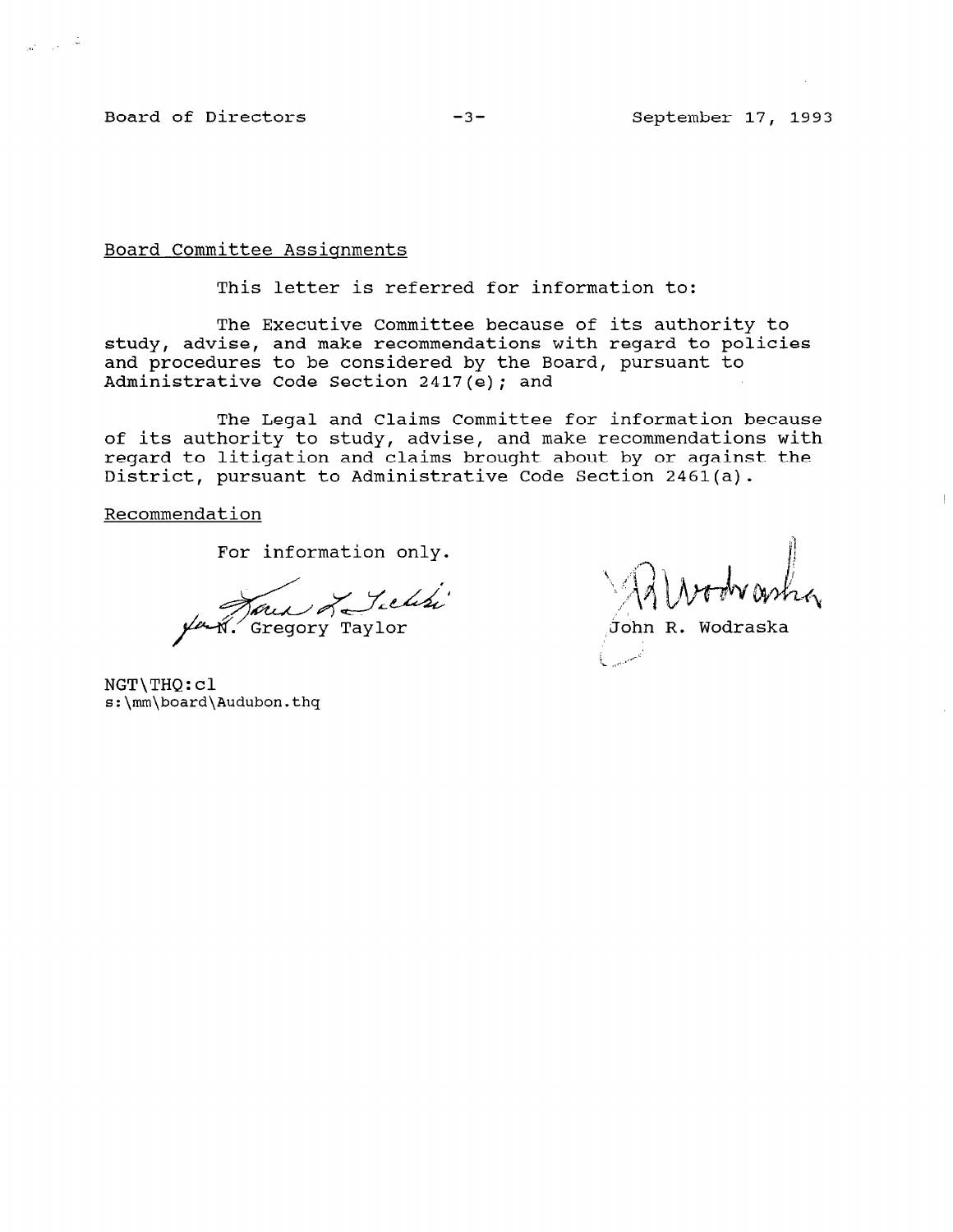Board Committee Assignments

This letter is referred for information to:

The Executive Committee because of its authority to study, advise, and make recommendations with regard to policies and procedures to be considered by the Board, pursuant to Administrative Code Section 2417(e); and

The Legal and Claims Committee for information because of its authority to study, advise, and make recommendations with regard to litigation and claims brought about by or against the District, pursuant to Administrative Code Section 2461(a).

Recommendation

For information only.

for N. Gregory Taylor

John R. Wodraska

NGT\THQ:cl
s:\mm\board\Audubon.thq